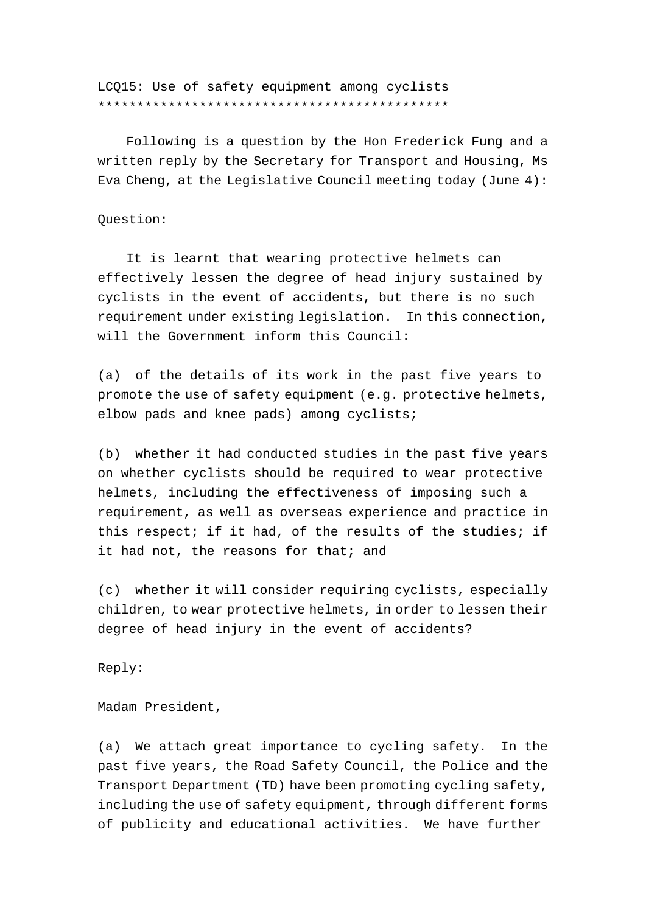LCQ15: Use of safety equipment among cyclists
*********************************************

Following is a question by the Hon Frederick Fung and a written reply by the Secretary for Transport and Housing, Ms Eva Cheng, at the Legislative Council meeting today (June 4):

Question:

It is learnt that wearing protective helmets can effectively lessen the degree of head injury sustained by cyclists in the event of accidents, but there is no such requirement under existing legislation. In this connection, will the Government inform this Council:

(a) of the details of its work in the past five years to promote the use of safety equipment (e.g. protective helmets, elbow pads and knee pads) among cyclists;

(b) whether it had conducted studies in the past five years on whether cyclists should be required to wear protective helmets, including the effectiveness of imposing such a requirement, as well as overseas experience and practice in this respect; if it had, of the results of the studies; if it had not, the reasons for that; and

(c) whether it will consider requiring cyclists, especially children, to wear protective helmets, in order to lessen their degree of head injury in the event of accidents?

Reply:

Madam President,

(a) We attach great importance to cycling safety. In the past five years, the Road Safety Council, the Police and the Transport Department (TD) have been promoting cycling safety, including the use of safety equipment, through different forms of publicity and educational activities. We have further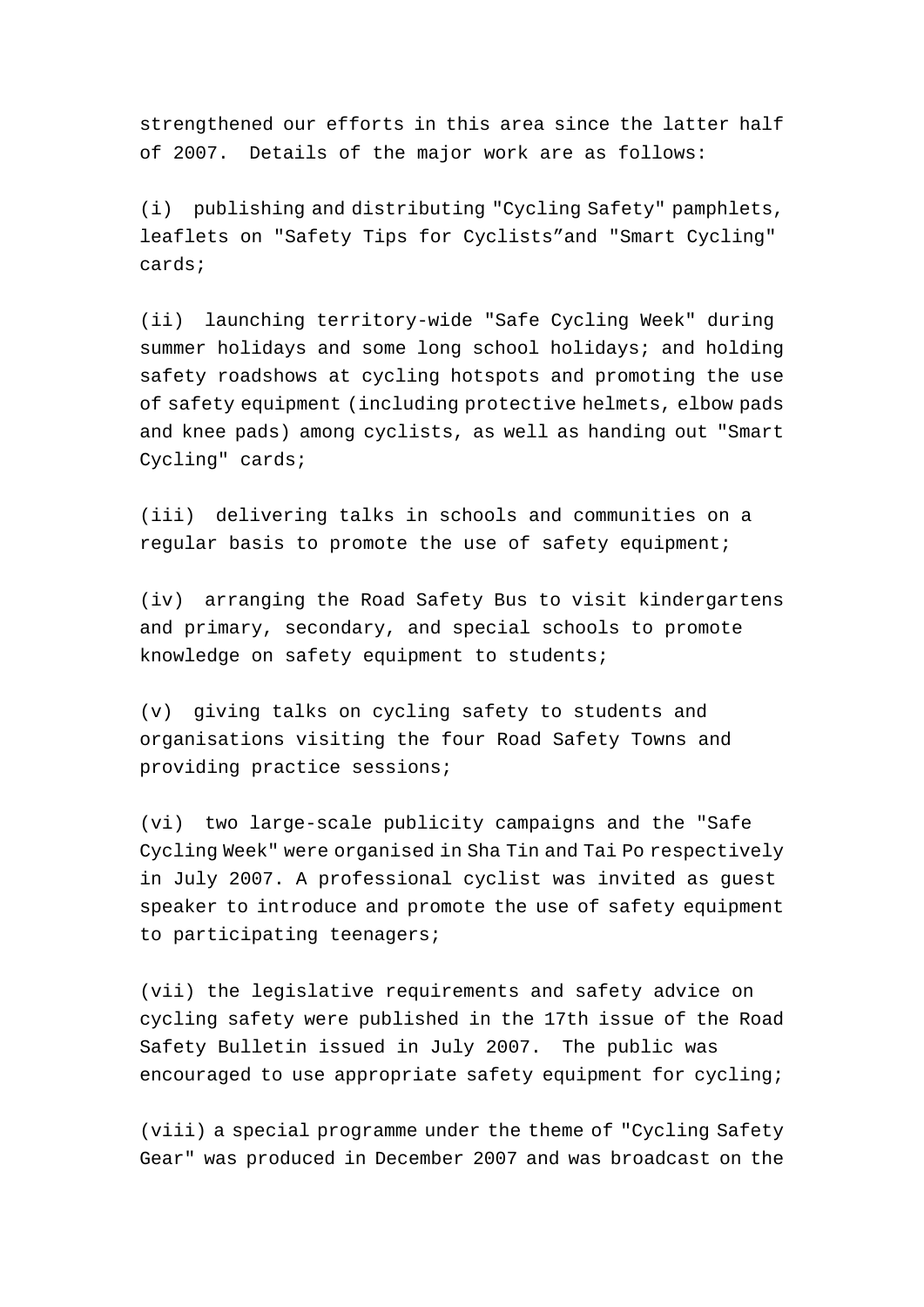strengthened our efforts in this area since the latter half of 2007. Details of the major work are as follows:

(i) publishing and distributing "Cycling Safety" pamphlets, leaflets on "Safety Tips for Cyclists" and "Smart Cycling" cards;

(ii) launching territory-wide "Safe Cycling Week" during summer holidays and some long school holidays; and holding safety roadshows at cycling hotspots and promoting the use of safety equipment (including protective helmets, elbow pads and knee pads) among cyclists, as well as handing out "Smart Cycling" cards;

(iii) delivering talks in schools and communities on a regular basis to promote the use of safety equipment;

(iv) arranging the Road Safety Bus to visit kindergartens and primary, secondary, and special schools to promote knowledge on safety equipment to students;

(v) giving talks on cycling safety to students and organisations visiting the four Road Safety Towns and providing practice sessions;

(vi) two large-scale publicity campaigns and the "Safe Cycling Week" were organised in Sha Tin and Tai Po respectively in July 2007. A professional cyclist was invited as guest speaker to introduce and promote the use of safety equipment to participating teenagers;

(vii) the legislative requirements and safety advice on cycling safety were published in the 17th issue of the Road Safety Bulletin issued in July 2007. The public was encouraged to use appropriate safety equipment for cycling;

(viii) a special programme under the theme of "Cycling Safety Gear" was produced in December 2007 and was broadcast on the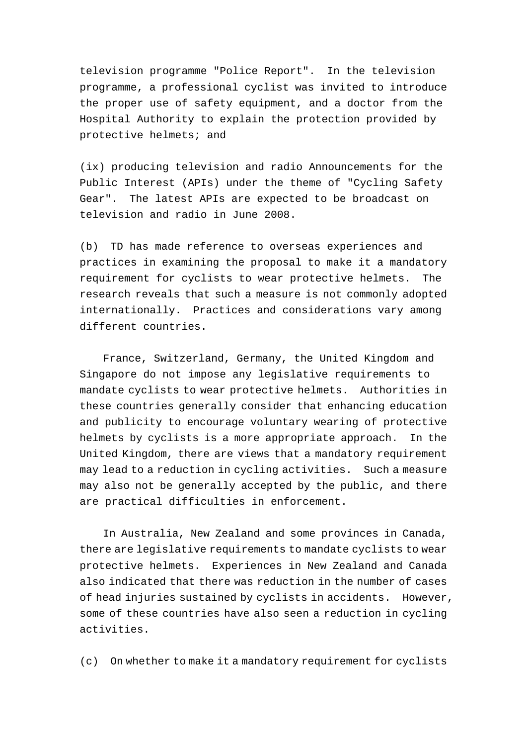television programme "Police Report". In the television programme, a professional cyclist was invited to introduce the proper use of safety equipment, and a doctor from the Hospital Authority to explain the protection provided by protective helmets; and

(ix) producing television and radio Announcements for the Public Interest (APIs) under the theme of "Cycling Safety Gear". The latest APIs are expected to be broadcast on television and radio in June 2008.

(b) TD has made reference to overseas experiences and practices in examining the proposal to make it a mandatory requirement for cyclists to wear protective helmets. The research reveals that such a measure is not commonly adopted internationally. Practices and considerations vary among different countries.

France, Switzerland, Germany, the United Kingdom and Singapore do not impose any legislative requirements to mandate cyclists to wear protective helmets. Authorities in these countries generally consider that enhancing education and publicity to encourage voluntary wearing of protective helmets by cyclists is a more appropriate approach. In the United Kingdom, there are views that a mandatory requirement may lead to a reduction in cycling activities. Such a measure may also not be generally accepted by the public, and there are practical difficulties in enforcement.

In Australia, New Zealand and some provinces in Canada, there are legislative requirements to mandate cyclists to wear protective helmets. Experiences in New Zealand and Canada also indicated that there was reduction in the number of cases of head injuries sustained by cyclists in accidents. However, some of these countries have also seen a reduction in cycling activities.

(c) On whether to make it a mandatory requirement for cyclists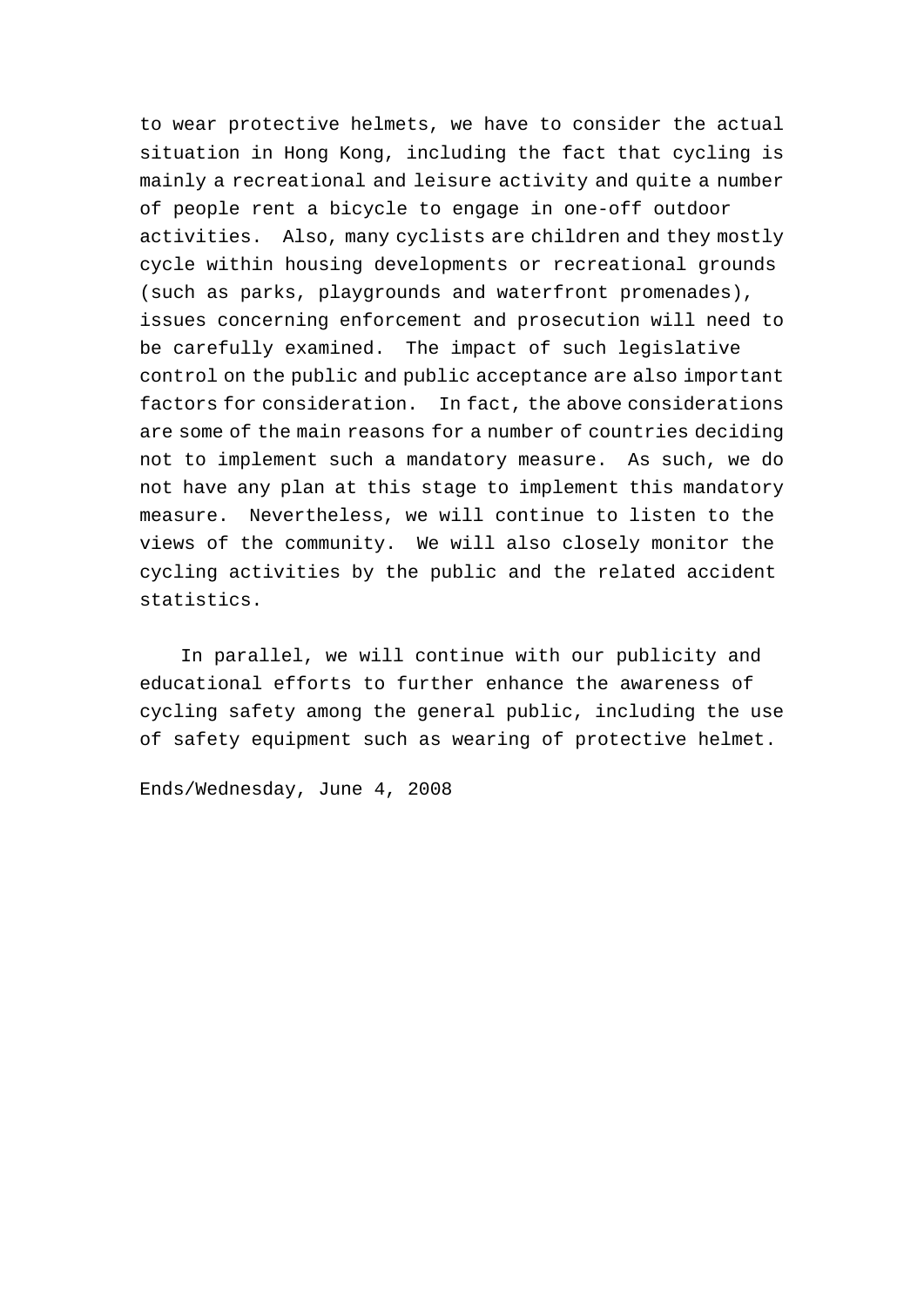to wear protective helmets, we have to consider the actual situation in Hong Kong, including the fact that cycling is mainly a recreational and leisure activity and quite a number of people rent a bicycle to engage in one-off outdoor activities. Also, many cyclists are children and they mostly cycle within housing developments or recreational grounds (such as parks, playgrounds and waterfront promenades), issues concerning enforcement and prosecution will need to be carefully examined. The impact of such legislative control on the public and public acceptance are also important factors for consideration. In fact, the above considerations are some of the main reasons for a number of countries deciding not to implement such a mandatory measure. As such, we do not have any plan at this stage to implement this mandatory measure. Nevertheless, we will continue to listen to the views of the community. We will also closely monitor the cycling activities by the public and the related accident statistics.

In parallel, we will continue with our publicity and educational efforts to further enhance the awareness of cycling safety among the general public, including the use of safety equipment such as wearing of protective helmet.

Ends/Wednesday, June 4, 2008